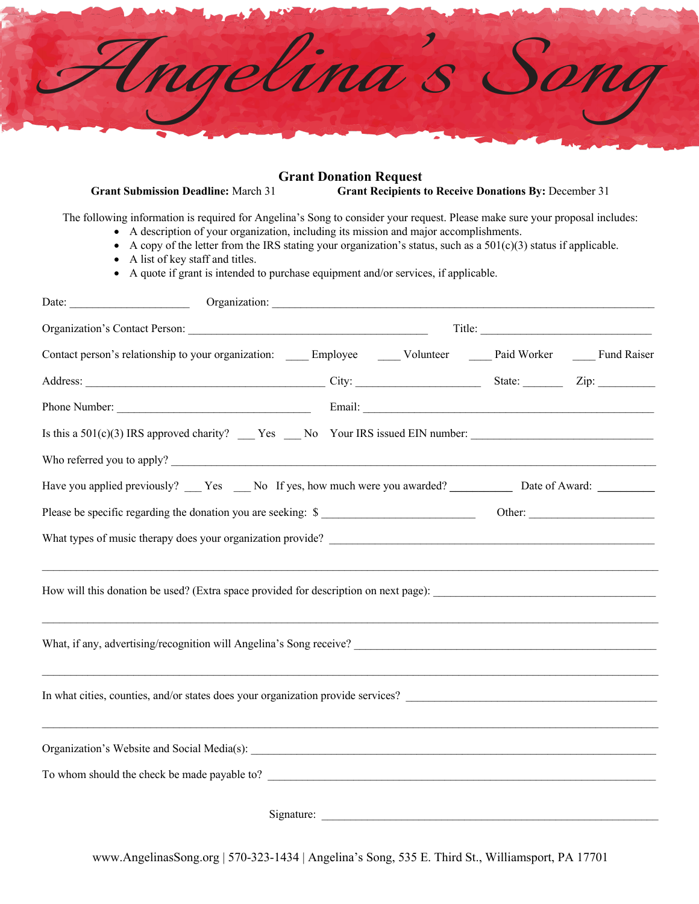# Angelina's Song

## Grant Donation Request

**Grant Submission Deadline:** March 31 **Grant Recipients to Receive Donations By:** December 31

The following information is required for Angelina's Song to consider your request. Please make sure your proposal includes:

- A description of your organization, including its mission and major accomplishments.
- A copy of the letter from the IRS stating your organization's status, such as a 501(c)(3) status if applicable.
- A list of key staff and titles.
- A quote if grant is intended to purchase equipment and/or services, if applicable.

Date: ____________________ Organization: ________________________________________________________________

Organization's Contact Person: ________________________________________ Title: _____________________________

Contact person's relationship to your organization: ____ Employee ____ Volunteer ____ Paid Worker ____ Fund Raiser

Address: ________________________________________ City: _____________________ State: _______ Zip: __________

Phone Number: ________________________________ Email: ________________________________________________

Is this a 501(c)(3) IRS approved charity? ___ Yes ___ No Your IRS issued EIN number: ______________________________

Who referred you to apply? ____________________________________________________________________________

Have you applied previously? ___ Yes ___ No If yes, how much were you awarded? ___________ Date of Award: __________

Please be specific regarding the donation you are seeking: $ __________________________ Other: ______________________

What types of music therapy does your organization provide? _______________________________________________________

______________________________________________________________________________________________________

How will this donation be used? (Extra space provided for description on next page): ______________________________________

______________________________________________________________________________________________________

What, if any, advertising/recognition will Angelina's Song receive? __________________________________________________

______________________________________________________________________________________________________

In what cities, counties, and/or states does your organization provide services? ___________________________________________

______________________________________________________________________________________________________

Organization's Website and Social Media(s): _____________________________________________________________________

To whom should the check be made payable to? __________________________________________________________________

Signature: ________________________________________________________

www.AngelinasSong.org | 570-323-1434 | Angelina's Song, 535 E. Third St., Williamsport, PA 17701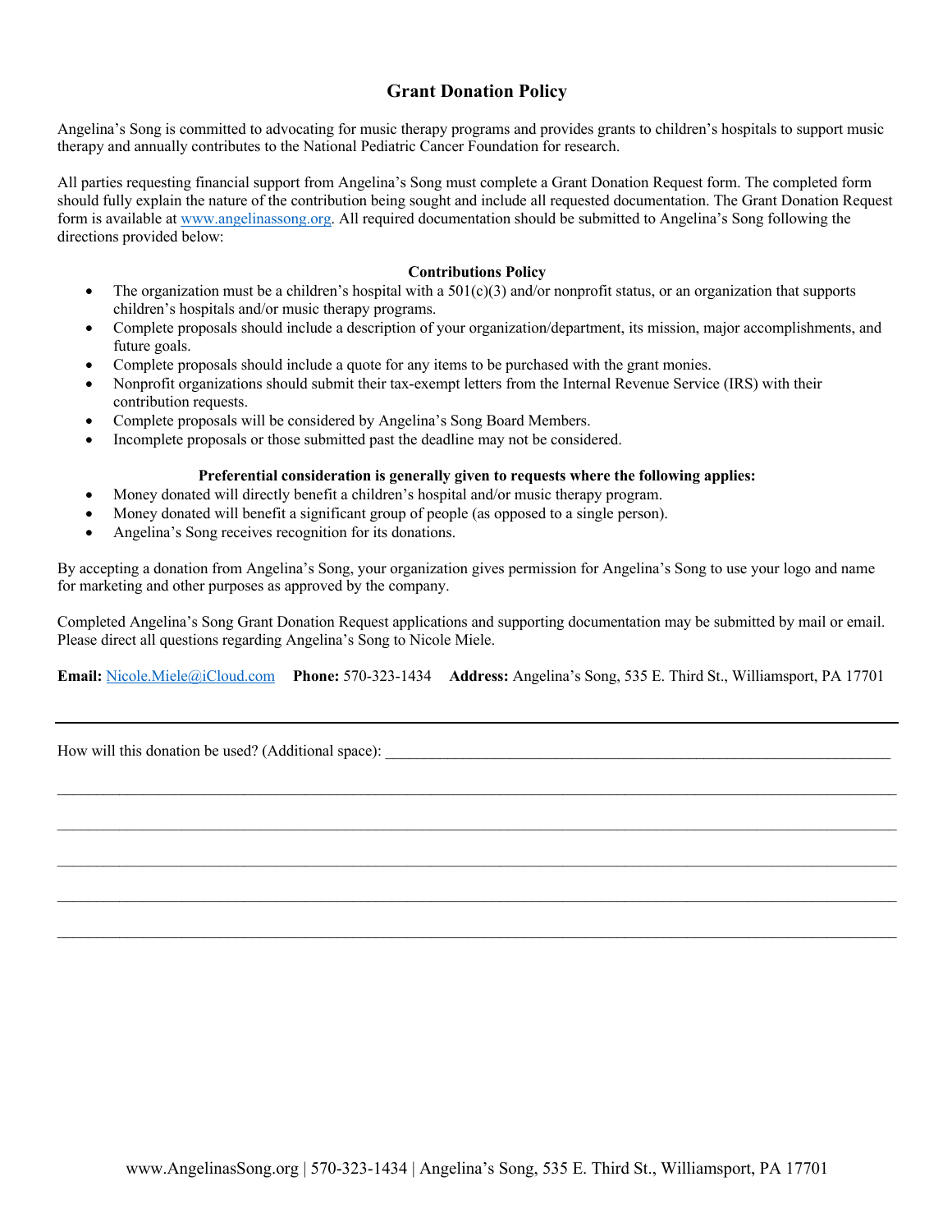# Grant Donation Policy

Angelina's Song is committed to advocating for music therapy programs and provides grants to children's hospitals to support music therapy and annually contributes to the National Pediatric Cancer Foundation for research.

All parties requesting financial support from Angelina's Song must complete a Grant Donation Request form. The completed form should fully explain the nature of the contribution being sought and include all requested documentation. The Grant Donation Request form is available at [www.angelinassong.org](http://www.angelinassong.org). All required documentation should be submitted to Angelina's Song following the directions provided below:

**Contributions Policy**

- The organization must be a children's hospital with a 501(c)(3) and/or nonprofit status, or an organization that supports children's hospitals and/or music therapy programs.
- Complete proposals should include a description of your organization/department, its mission, major accomplishments, and future goals.
- Complete proposals should include a quote for any items to be purchased with the grant monies.
- Nonprofit organizations should submit their tax-exempt letters from the Internal Revenue Service (IRS) with their contribution requests.
- Complete proposals will be considered by Angelina's Song Board Members.
- Incomplete proposals or those submitted past the deadline may not be considered.

**Preferential consideration is generally given to requests where the following applies:**

- Money donated will directly benefit a children's hospital and/or music therapy program.
- Money donated will benefit a significant group of people (as opposed to a single person).
- Angelina's Song receives recognition for its donations.

By accepting a donation from Angelina's Song, your organization gives permission for Angelina's Song to use your logo and name for marketing and other purposes as approved by the company.

Completed Angelina's Song Grant Donation Request applications and supporting documentation may be submitted by mail or email. Please direct all questions regarding Angelina's Song to Nicole Miele.

**Email:** [Nicole.Miele@iCloud.com](mailto:Nicole.Miele@iCloud.com) **Phone:** 570-323-1434 **Address:** Angelina's Song, 535 E. Third St., Williamsport, PA 17701

---

How will this donation be used? (Additional space): ____________________________________________

____________________________________________________________________________

____________________________________________________________________________

____________________________________________________________________________

____________________________________________________________________________

____________________________________________________________________________